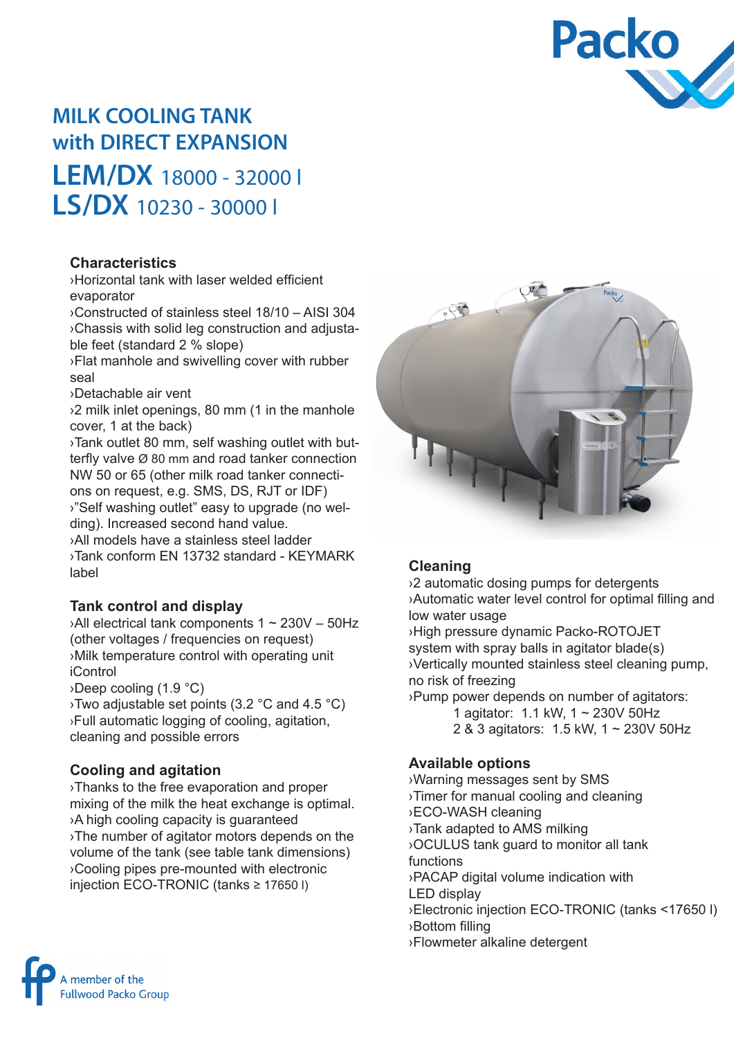# MILK COOLING TANK with DIRECT EXPANSION

# LEM/DX 18000 - 32000 l
# LS/DX 10230 - 30000 l

### Characteristics

›Horizontal tank with laser welded efficient evaporator
›Constructed of stainless steel 18/10 – AISI 304
›Chassis with solid leg construction and adjustable feet (standard 2 % slope)
›Flat manhole and swivelling cover with rubber seal
›Detachable air vent
›2 milk inlet openings, 80 mm (1 in the manhole cover, 1 at the back)
›Tank outlet 80 mm, self washing outlet with butterfly valve Ø 80 mm and road tanker connection NW 50 or 65 (other milk road tanker connections on request, e.g. SMS, DS, RJT or IDF)
›"Self washing outlet" easy to upgrade (no welding). Increased second hand value.
›All models have a stainless steel ladder
›Tank conform EN 13732 standard - KEYMARK label

### Tank control and display

›All electrical tank components 1 ~ 230V – 50Hz (other voltages / frequencies on request)
›Milk temperature control with operating unit iControl
›Deep cooling (1.9 °C)
›Two adjustable set points (3.2 °C and 4.5 °C)
›Full automatic logging of cooling, agitation, cleaning and possible errors

### Cooling and agitation

›Thanks to the free evaporation and proper mixing of the milk the heat exchange is optimal.
›A high cooling capacity is guaranteed
›The number of agitator motors depends on the volume of the tank (see table tank dimensions)
›Cooling pipes pre-mounted with electronic injection ECO-TRONIC (tanks ≥ 17650 l)

### Cleaning

›2 automatic dosing pumps for detergents
›Automatic water level control for optimal filling and low water usage
›High pressure dynamic Packo-ROTOJET system with spray balls in agitator blade(s)
›Vertically mounted stainless steel cleaning pump, no risk of freezing
›Pump power depends on number of agitators:
1 agitator: 1.1 kW, 1 ~ 230V 50Hz
2 & 3 agitators: 1.5 kW, 1 ~ 230V 50Hz

### Available options

›Warning messages sent by SMS
›Timer for manual cooling and cleaning
›ECO-WASH cleaning
›Tank adapted to AMS milking
›OCULUS tank guard to monitor all tank functions
›PACAP digital volume indication with LED display
›Electronic injection ECO-TRONIC (tanks <17650 l)
›Bottom filling
›Flowmeter alkaline detergent

A member of the Fullwood Packo Group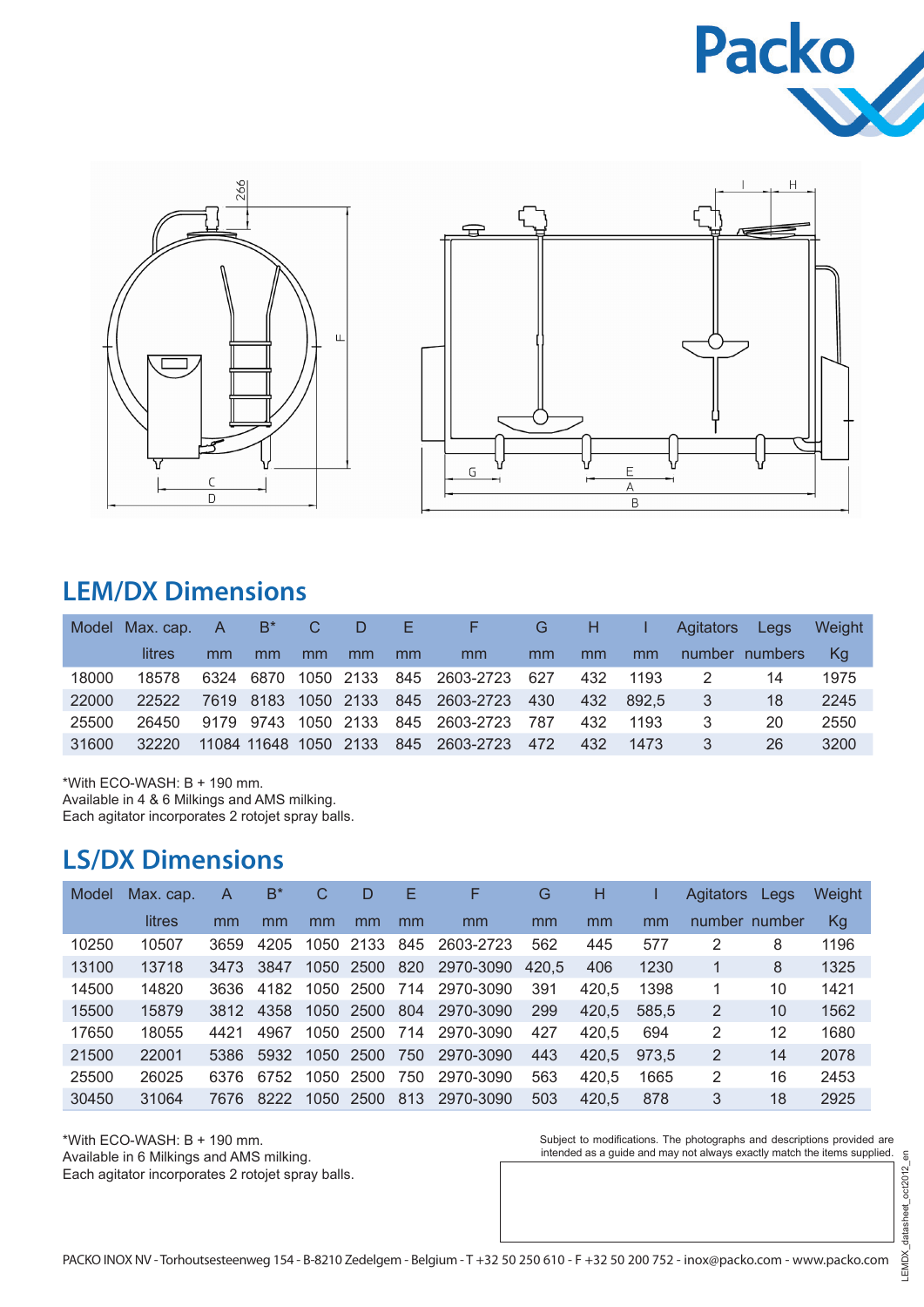## LEM/DX Dimensions

| Model | Max. cap. | A | B* | C | D | E | F | G | H | I | Agitators | Legs | Weight |
|---|---|---|---|---|---|---|---|---|---|---|---|---|---|
| | litres | mm | mm | mm | mm | mm | mm | mm | mm | mm | number | numbers | Kg |
| 18000 | 18578 | 6324 | 6870 | 1050 | 2133 | 845 | 2603-2723 | 627 | 432 | 1193 | 2 | 14 | 1975 |
| 22000 | 22522 | 7619 | 8183 | 1050 | 2133 | 845 | 2603-2723 | 430 | 432 | 892,5 | 3 | 18 | 2245 |
| 25500 | 26450 | 9179 | 9743 | 1050 | 2133 | 845 | 2603-2723 | 787 | 432 | 1193 | 3 | 20 | 2550 |
| 31600 | 32220 | 11084 | 11648 | 1050 | 2133 | 845 | 2603-2723 | 472 | 432 | 1473 | 3 | 26 | 3200 |

*With ECO-WASH: B + 190 mm.
Available in 4 & 6 Milkings and AMS milking.
Each agitator incorporates 2 rotojet spray balls.

## LS/DX Dimensions

| Model | Max. cap. | A | B* | C | D | E | F | G | H | I | Agitators | Legs | Weight |
|---|---|---|---|---|---|---|---|---|---|---|---|---|---|
| | litres | mm | mm | mm | mm | mm | mm | mm | mm | mm | number | number | Kg |
| 10250 | 10507 | 3659 | 4205 | 1050 | 2133 | 845 | 2603-2723 | 562 | 445 | 577 | 2 | 8 | 1196 |
| 13100 | 13718 | 3473 | 3847 | 1050 | 2500 | 820 | 2970-3090 | 420,5 | 406 | 1230 | 1 | 8 | 1325 |
| 14500 | 14820 | 3636 | 4182 | 1050 | 2500 | 714 | 2970-3090 | 391 | 420,5 | 1398 | 1 | 10 | 1421 |
| 15500 | 15879 | 3812 | 4358 | 1050 | 2500 | 804 | 2970-3090 | 299 | 420,5 | 585,5 | 2 | 10 | 1562 |
| 17650 | 18055 | 4421 | 4967 | 1050 | 2500 | 714 | 2970-3090 | 427 | 420,5 | 694 | 2 | 12 | 1680 |
| 21500 | 22001 | 5386 | 5932 | 1050 | 2500 | 750 | 2970-3090 | 443 | 420,5 | 973,5 | 2 | 14 | 2078 |
| 25500 | 26025 | 6376 | 6752 | 1050 | 2500 | 750 | 2970-3090 | 563 | 420,5 | 1665 | 2 | 16 | 2453 |
| 30450 | 31064 | 7676 | 8222 | 1050 | 2500 | 813 | 2970-3090 | 503 | 420,5 | 878 | 3 | 18 | 2925 |

*With ECO-WASH: B + 190 mm.
Available in 6 Milkings and AMS milking.
Each agitator incorporates 2 rotojet spray balls.

Subject to modifications. The photographs and descriptions provided are intended as a guide and may not always exactly match the items supplied.

PACKO INOX NV - Torhoutsesteenweg 154 - B-8210 Zedelgem - Belgium - T +32 50 250 610 - F +32 50 200 752 - inox@packo.com - www.packo.com